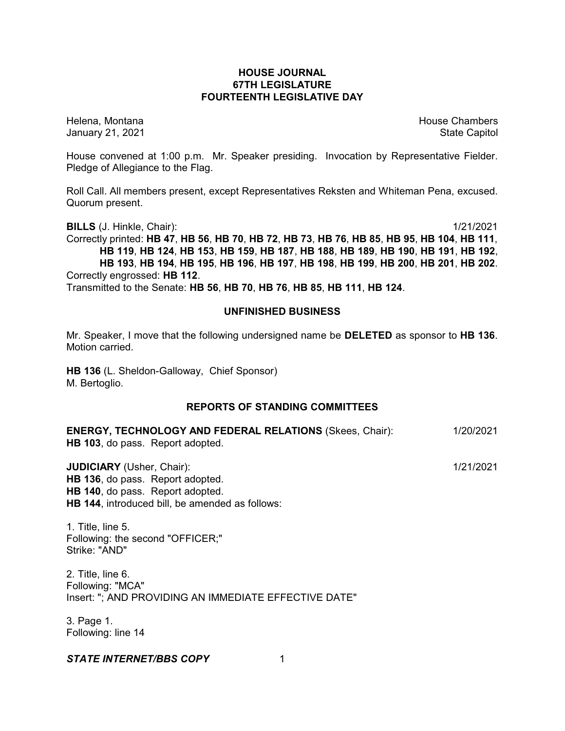# HOUSE JOURNAL
## 67TH LEGISLATURE
## FOURTEENTH LEGISLATIVE DAY

Helena, Montana House Chambers
January 21, 2021 State Capitol

House convened at 1:00 p.m. Mr. Speaker presiding. Invocation by Representative Fielder. Pledge of Allegiance to the Flag.

Roll Call. All members present, except Representatives Reksten and Whiteman Pena, excused. Quorum present.

**BILLS** (J. Hinkle, Chair): 1/21/2021

Correctly printed: **HB 47**, **HB 56**, **HB 70**, **HB 72**, **HB 73**, **HB 76**, **HB 85**, **HB 95**, **HB 104**, **HB 111**, **HB 119**, **HB 124**, **HB 153**, **HB 159**, **HB 187**, **HB 188**, **HB 189**, **HB 190**, **HB 191**, **HB 192**, **HB 193**, **HB 194**, **HB 195**, **HB 196**, **HB 197**, **HB 198**, **HB 199**, **HB 200**, **HB 201**, **HB 202**.

Correctly engrossed: **HB 112**.

Transmitted to the Senate: **HB 56**, **HB 70**, **HB 76**, **HB 85**, **HB 111**, **HB 124**.

### UNFINISHED BUSINESS

Mr. Speaker, I move that the following undersigned name be **DELETED** as sponsor to **HB 136**. Motion carried.

**HB 136** (L. Sheldon-Galloway, Chief Sponsor)
M. Bertoglio.

### REPORTS OF STANDING COMMITTEES

**ENERGY, TECHNOLOGY AND FEDERAL RELATIONS** (Skees, Chair): 1/20/2021

**HB 103**, do pass. Report adopted.

**JUDICIARY** (Usher, Chair): 1/21/2021

**HB 136**, do pass. Report adopted.
**HB 140**, do pass. Report adopted.
**HB 144**, introduced bill, be amended as follows:

1. Title, line 5.
Following: the second "OFFICER;"
Strike: "AND"

2. Title, line 6.
Following: "MCA"
Insert: "; AND PROVIDING AN IMMEDIATE EFFECTIVE DATE"

3. Page 1.
Following: line 14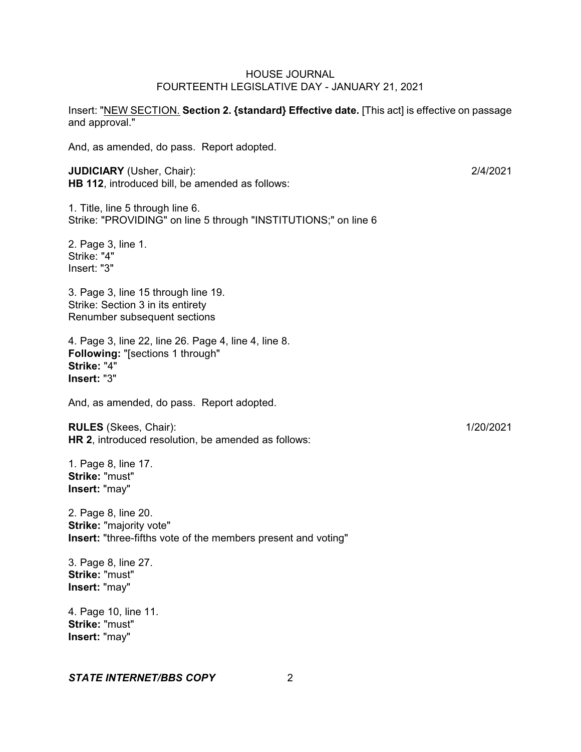Insert: "NEW SECTION. **Section 2. {standard} Effective date.** [This act] is effective on passage and approval."

And, as amended, do pass. Report adopted.

**JUDICIARY** (Usher, Chair): 2/4/2021

**HB 112**, introduced bill, be amended as follows:

1. Title, line 5 through line 6.
Strike: "PROVIDING" on line 5 through "INSTITUTIONS;" on line 6

2. Page 3, line 1.
Strike: "4"
Insert: "3"

3. Page 3, line 15 through line 19.
Strike: Section 3 in its entirety
Renumber subsequent sections

4. Page 3, line 22, line 26. Page 4, line 4, line 8.
**Following:** "[sections 1 through"
**Strike:** "4"
**Insert:** "3"

And, as amended, do pass. Report adopted.

**RULES** (Skees, Chair): 1/20/2021

**HR 2**, introduced resolution, be amended as follows:

1. Page 8, line 17.
**Strike:** "must"
**Insert:** "may"

2. Page 8, line 20.
**Strike:** "majority vote"
**Insert:** "three-fifths vote of the members present and voting"

3. Page 8, line 27.
**Strike:** "must"
**Insert:** "may"

4. Page 10, line 11.
**Strike:** "must"
**Insert:** "may"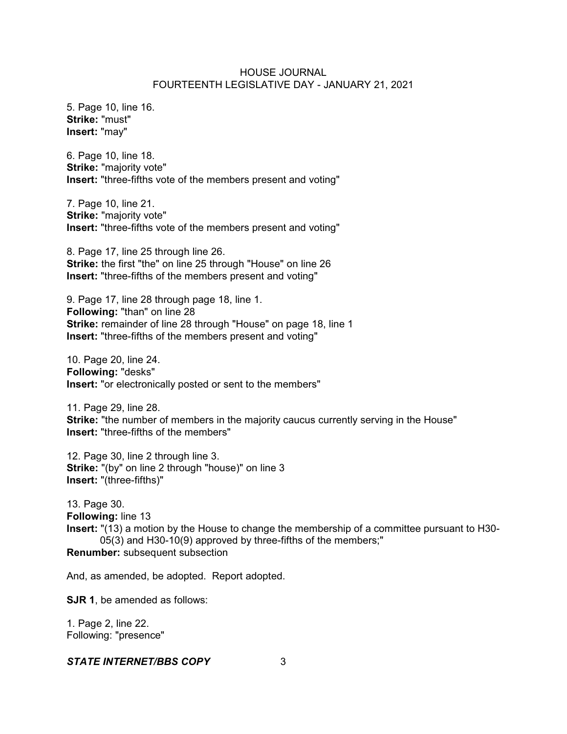5. Page 10, line 16.
**Strike:** "must"
**Insert:** "may"

6. Page 10, line 18.
**Strike:** "majority vote"
**Insert:** "three-fifths vote of the members present and voting"

7. Page 10, line 21.
**Strike:** "majority vote"
**Insert:** "three-fifths vote of the members present and voting"

8. Page 17, line 25 through line 26.
**Strike:** the first "the" on line 25 through "House" on line 26
**Insert:** "three-fifths of the members present and voting"

9. Page 17, line 28 through page 18, line 1.
**Following:** "than" on line 28
**Strike:** remainder of line 28 through "House" on page 18, line 1
**Insert:** "three-fifths of the members present and voting"

10. Page 20, line 24.
**Following:** "desks"
**Insert:** "or electronically posted or sent to the members"

11. Page 29, line 28.
**Strike:** "the number of members in the majority caucus currently serving in the House"
**Insert:** "three-fifths of the members"

12. Page 30, line 2 through line 3.
**Strike:** "(by" on line 2 through "house)" on line 3
**Insert:** "(three-fifths)"

13. Page 30.
**Following:** line 13
**Insert:** "(13) a motion by the House to change the membership of a committee pursuant to H30-05(3) and H30-10(9) approved by three-fifths of the members;"
**Renumber:** subsequent subsection

And, as amended, be adopted. Report adopted.

**SJR 1**, be amended as follows:

1. Page 2, line 22.
Following: "presence"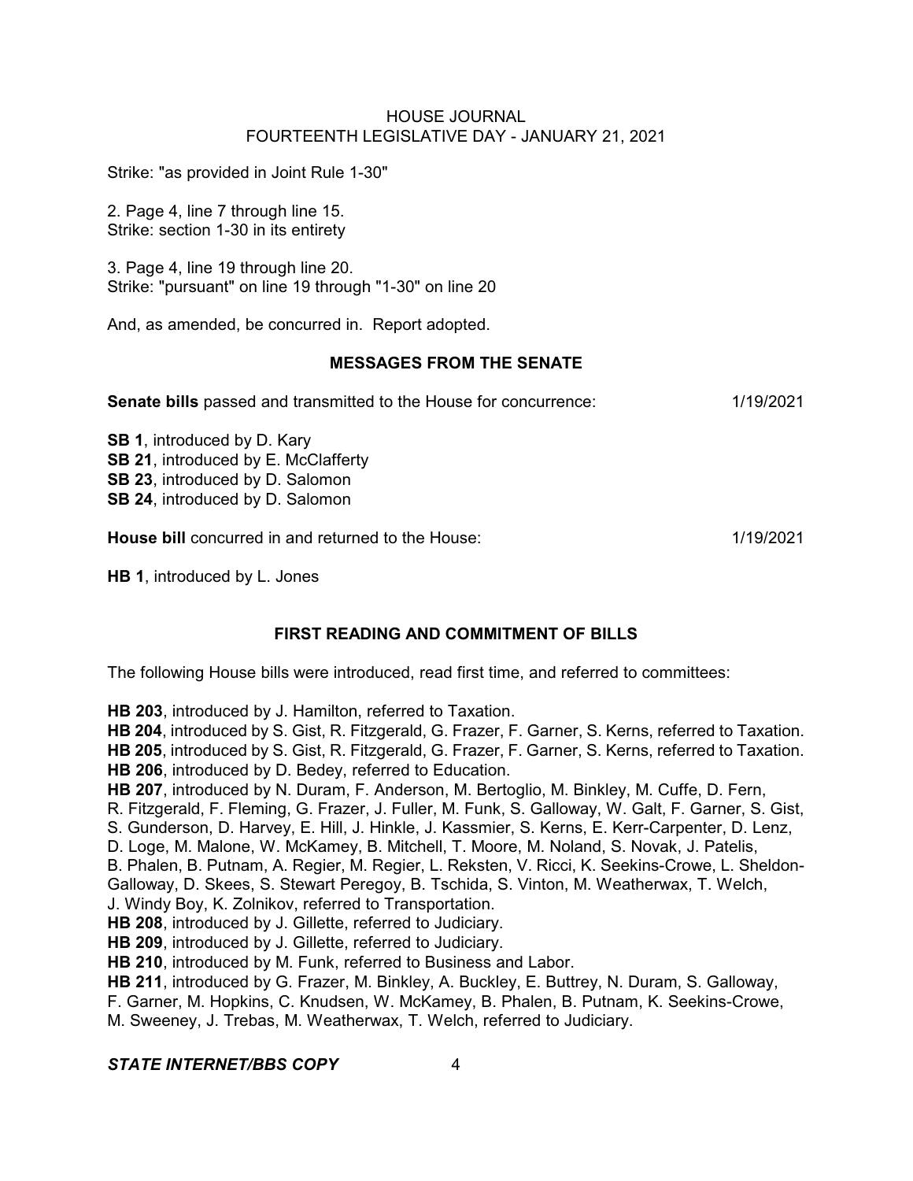Strike: "as provided in Joint Rule 1-30"

2. Page 4, line 7 through line 15.
Strike: section 1-30 in its entirety

3. Page 4, line 19 through line 20.
Strike: "pursuant" on line 19 through "1-30" on line 20

And, as amended, be concurred in. Report adopted.

## MESSAGES FROM THE SENATE

**Senate bills** passed and transmitted to the House for concurrence: 1/19/2021

**SB 1**, introduced by D. Kary
**SB 21**, introduced by E. McClafferty
**SB 23**, introduced by D. Salomon
**SB 24**, introduced by D. Salomon

**House bill** concurred in and returned to the House: 1/19/2021

**HB 1**, introduced by L. Jones

## FIRST READING AND COMMITMENT OF BILLS

The following House bills were introduced, read first time, and referred to committees:

**HB 203**, introduced by J. Hamilton, referred to Taxation.
**HB 204**, introduced by S. Gist, R. Fitzgerald, G. Frazer, F. Garner, S. Kerns, referred to Taxation.
**HB 205**, introduced by S. Gist, R. Fitzgerald, G. Frazer, F. Garner, S. Kerns, referred to Taxation.
**HB 206**, introduced by D. Bedey, referred to Education.
**HB 207**, introduced by N. Duram, F. Anderson, M. Bertoglio, M. Binkley, M. Cuffe, D. Fern, R. Fitzgerald, F. Fleming, G. Frazer, J. Fuller, M. Funk, S. Galloway, W. Galt, F. Garner, S. Gist, S. Gunderson, D. Harvey, E. Hill, J. Hinkle, J. Kassmier, S. Kerns, E. Kerr-Carpenter, D. Lenz, D. Loge, M. Malone, W. McKamey, B. Mitchell, T. Moore, M. Noland, S. Novak, J. Patelis, B. Phalen, B. Putnam, A. Regier, M. Regier, L. Reksten, V. Ricci, K. Seekins-Crowe, L. Sheldon-Galloway, D. Skees, S. Stewart Peregoy, B. Tschida, S. Vinton, M. Weatherwax, T. Welch, J. Windy Boy, K. Zolnikov, referred to Transportation.
**HB 208**, introduced by J. Gillette, referred to Judiciary.
**HB 209**, introduced by J. Gillette, referred to Judiciary.
**HB 210**, introduced by M. Funk, referred to Business and Labor.
**HB 211**, introduced by G. Frazer, M. Binkley, A. Buckley, E. Buttrey, N. Duram, S. Galloway, F. Garner, M. Hopkins, C. Knudsen, W. McKamey, B. Phalen, B. Putnam, K. Seekins-Crowe, M. Sweeney, J. Trebas, M. Weatherwax, T. Welch, referred to Judiciary.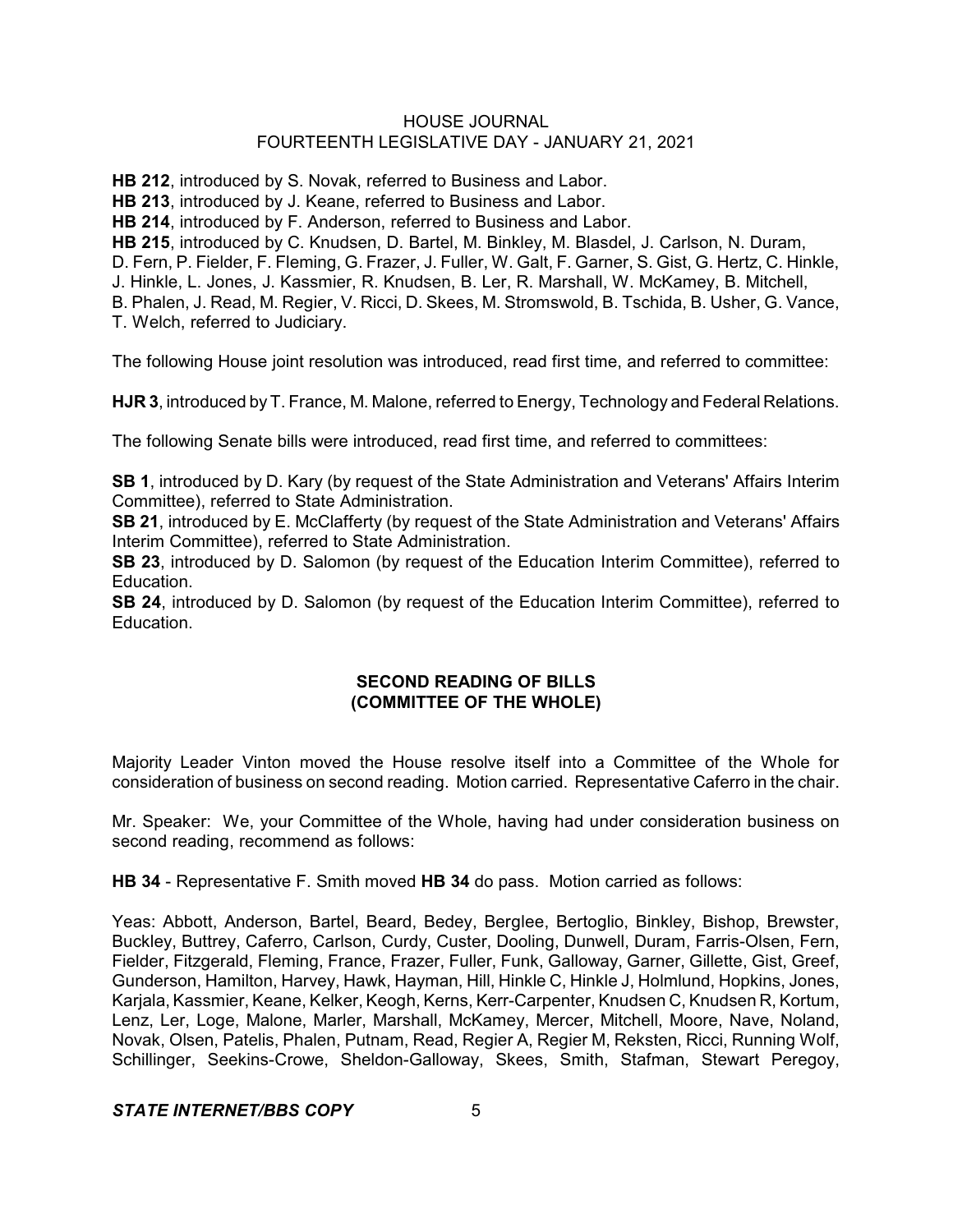**HB 212**, introduced by S. Novak, referred to Business and Labor.
**HB 213**, introduced by J. Keane, referred to Business and Labor.
**HB 214**, introduced by F. Anderson, referred to Business and Labor.
**HB 215**, introduced by C. Knudsen, D. Bartel, M. Binkley, M. Blasdel, J. Carlson, N. Duram, D. Fern, P. Fielder, F. Fleming, G. Frazer, J. Fuller, W. Galt, F. Garner, S. Gist, G. Hertz, C. Hinkle, J. Hinkle, L. Jones, J. Kassmier, R. Knudsen, B. Ler, R. Marshall, W. McKamey, B. Mitchell, B. Phalen, J. Read, M. Regier, V. Ricci, D. Skees, M. Stromswold, B. Tschida, B. Usher, G. Vance, T. Welch, referred to Judiciary.

The following House joint resolution was introduced, read first time, and referred to committee:

**HJR 3**, introduced by T. France, M. Malone, referred to Energy, Technology and Federal Relations.

The following Senate bills were introduced, read first time, and referred to committees:

**SB 1**, introduced by D. Kary (by request of the State Administration and Veterans' Affairs Interim Committee), referred to State Administration.
**SB 21**, introduced by E. McClafferty (by request of the State Administration and Veterans' Affairs Interim Committee), referred to State Administration.
**SB 23**, introduced by D. Salomon (by request of the Education Interim Committee), referred to Education.
**SB 24**, introduced by D. Salomon (by request of the Education Interim Committee), referred to Education.

## SECOND READING OF BILLS (COMMITTEE OF THE WHOLE)

Majority Leader Vinton moved the House resolve itself into a Committee of the Whole for consideration of business on second reading. Motion carried. Representative Caferro in the chair.

Mr. Speaker: We, your Committee of the Whole, having had under consideration business on second reading, recommend as follows:

**HB 34** - Representative F. Smith moved **HB 34** do pass. Motion carried as follows:

Yeas: Abbott, Anderson, Bartel, Beard, Bedey, Berglee, Bertoglio, Binkley, Bishop, Brewster, Buckley, Buttrey, Caferro, Carlson, Curdy, Custer, Dooling, Dunwell, Duram, Farris-Olsen, Fern, Fielder, Fitzgerald, Fleming, France, Frazer, Fuller, Funk, Galloway, Garner, Gillette, Gist, Greef, Gunderson, Hamilton, Harvey, Hawk, Hayman, Hill, Hinkle C, Hinkle J, Holmlund, Hopkins, Jones, Karjala, Kassmier, Keane, Kelker, Keogh, Kerns, Kerr-Carpenter, Knudsen C, Knudsen R, Kortum, Lenz, Ler, Loge, Malone, Marler, Marshall, McKamey, Mercer, Mitchell, Moore, Nave, Noland, Novak, Olsen, Patelis, Phalen, Putnam, Read, Regier A, Regier M, Reksten, Ricci, Running Wolf, Schillinger, Seekins-Crowe, Sheldon-Galloway, Skees, Smith, Stafman, Stewart Peregoy,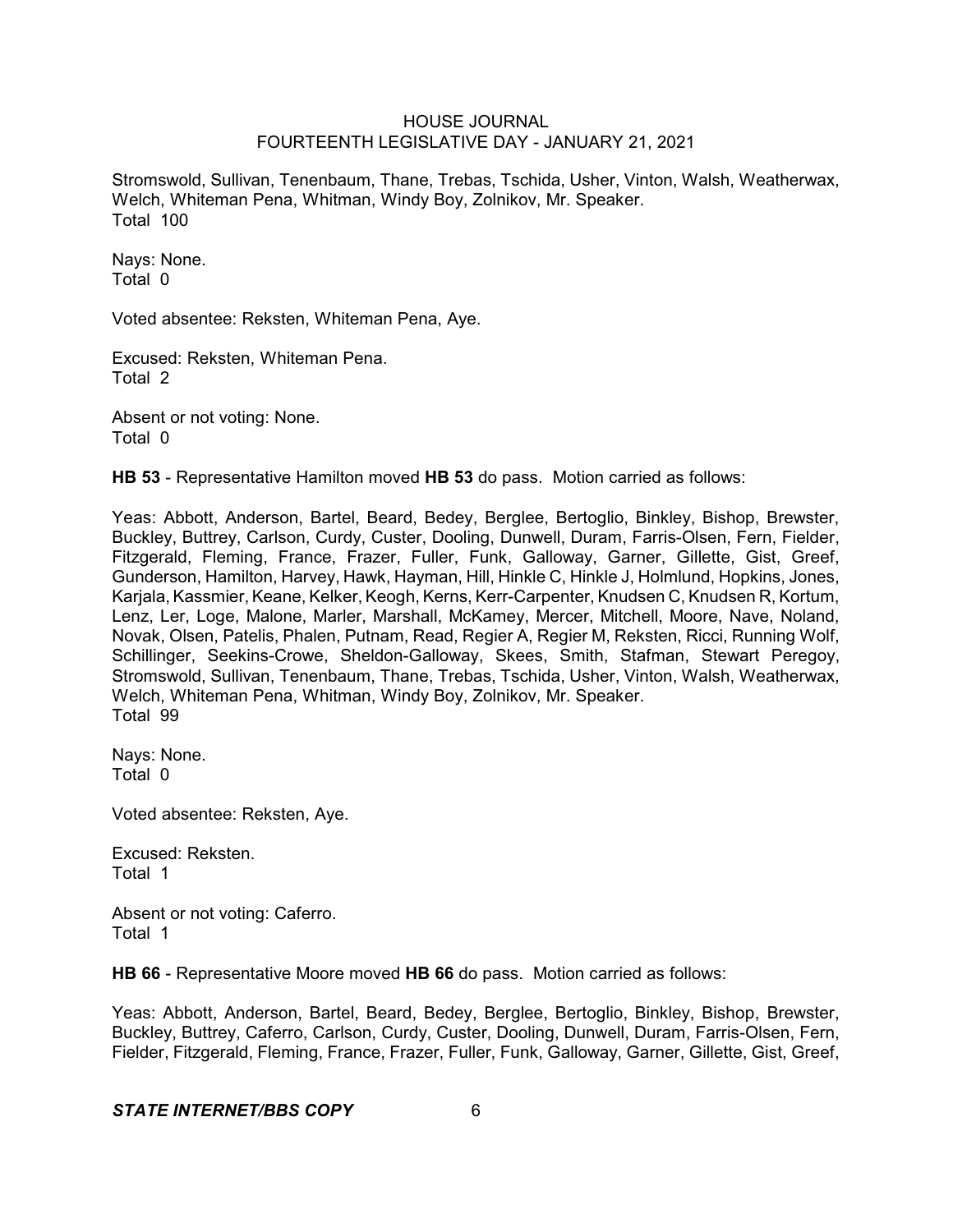Stromswold, Sullivan, Tenenbaum, Thane, Trebas, Tschida, Usher, Vinton, Walsh, Weatherwax, Welch, Whiteman Pena, Whitman, Windy Boy, Zolnikov, Mr. Speaker.
Total 100

Nays: None.
Total 0

Voted absentee: Reksten, Whiteman Pena, Aye.

Excused: Reksten, Whiteman Pena.
Total 2

Absent or not voting: None.
Total 0

**HB 53** - Representative Hamilton moved **HB 53** do pass. Motion carried as follows:

Yeas: Abbott, Anderson, Bartel, Beard, Bedey, Berglee, Bertoglio, Binkley, Bishop, Brewster, Buckley, Buttrey, Carlson, Curdy, Custer, Dooling, Dunwell, Duram, Farris-Olsen, Fern, Fielder, Fitzgerald, Fleming, France, Frazer, Fuller, Funk, Galloway, Garner, Gillette, Gist, Greef, Gunderson, Hamilton, Harvey, Hawk, Hayman, Hill, Hinkle C, Hinkle J, Holmlund, Hopkins, Jones, Karjala, Kassmier, Keane, Kelker, Keogh, Kerns, Kerr-Carpenter, Knudsen C, Knudsen R, Kortum, Lenz, Ler, Loge, Malone, Marler, Marshall, McKamey, Mercer, Mitchell, Moore, Nave, Noland, Novak, Olsen, Patelis, Phalen, Putnam, Read, Regier A, Regier M, Reksten, Ricci, Running Wolf, Schillinger, Seekins-Crowe, Sheldon-Galloway, Skees, Smith, Stafman, Stewart Peregoy, Stromswold, Sullivan, Tenenbaum, Thane, Trebas, Tschida, Usher, Vinton, Walsh, Weatherwax, Welch, Whiteman Pena, Whitman, Windy Boy, Zolnikov, Mr. Speaker.
Total 99

Nays: None.
Total 0

Voted absentee: Reksten, Aye.

Excused: Reksten.
Total 1

Absent or not voting: Caferro.
Total 1

**HB 66** - Representative Moore moved **HB 66** do pass. Motion carried as follows:

Yeas: Abbott, Anderson, Bartel, Beard, Bedey, Berglee, Bertoglio, Binkley, Bishop, Brewster, Buckley, Buttrey, Caferro, Carlson, Curdy, Custer, Dooling, Dunwell, Duram, Farris-Olsen, Fern, Fielder, Fitzgerald, Fleming, France, Frazer, Fuller, Funk, Galloway, Garner, Gillette, Gist, Greef,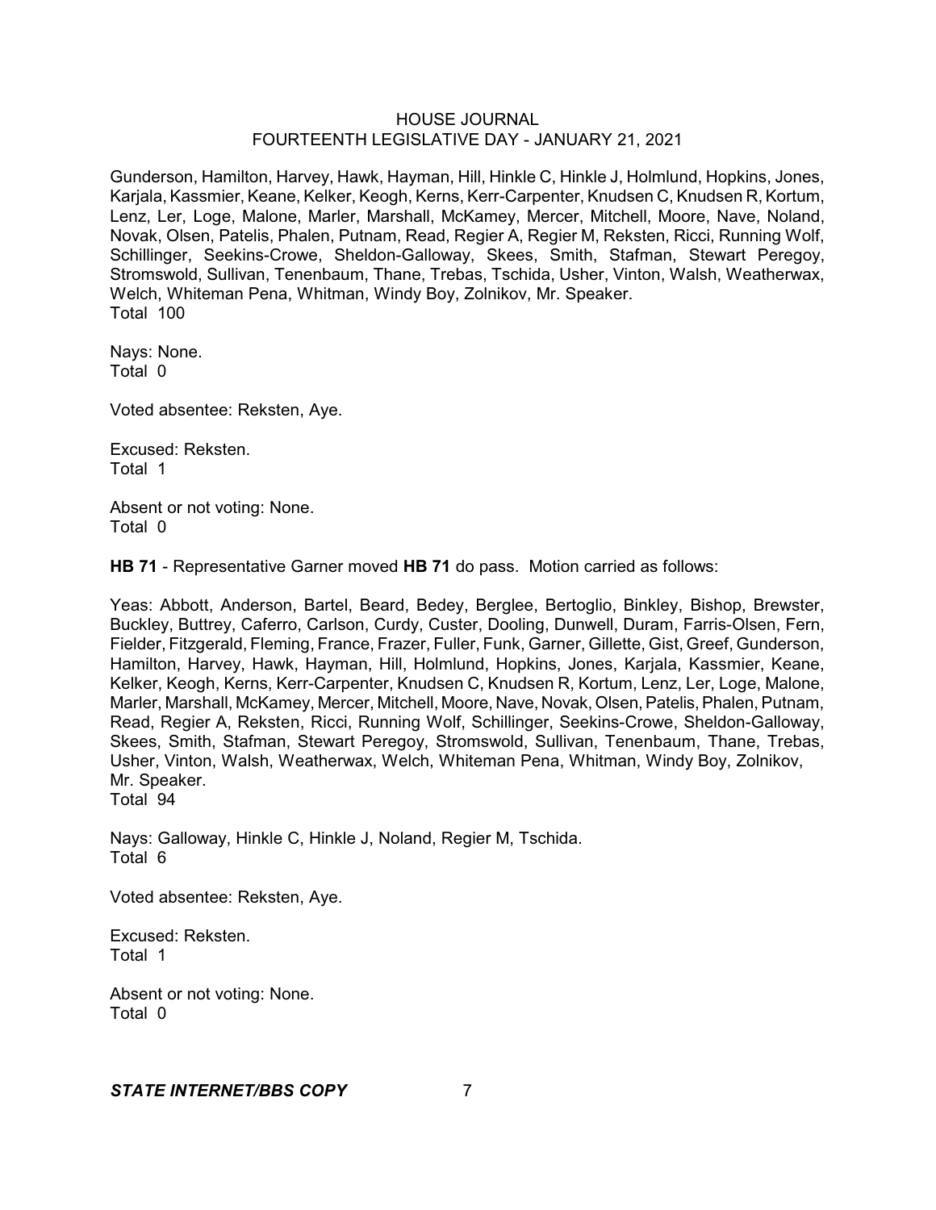Gunderson, Hamilton, Harvey, Hawk, Hayman, Hill, Hinkle C, Hinkle J, Holmlund, Hopkins, Jones, Karjala, Kassmier, Keane, Kelker, Keogh, Kerns, Kerr-Carpenter, Knudsen C, Knudsen R, Kortum, Lenz, Ler, Loge, Malone, Marler, Marshall, McKamey, Mercer, Mitchell, Moore, Nave, Noland, Novak, Olsen, Patelis, Phalen, Putnam, Read, Regier A, Regier M, Reksten, Ricci, Running Wolf, Schillinger, Seekins-Crowe, Sheldon-Galloway, Skees, Smith, Stafman, Stewart Peregoy, Stromswold, Sullivan, Tenenbaum, Thane, Trebas, Tschida, Usher, Vinton, Walsh, Weatherwax, Welch, Whiteman Pena, Whitman, Windy Boy, Zolnikov, Mr. Speaker.
Total 100

Nays: None.
Total 0

Voted absentee: Reksten, Aye.

Excused: Reksten.
Total 1

Absent or not voting: None.
Total 0

**HB 71** - Representative Garner moved **HB 71** do pass. Motion carried as follows:

Yeas: Abbott, Anderson, Bartel, Beard, Bedey, Berglee, Bertoglio, Binkley, Bishop, Brewster, Buckley, Buttrey, Caferro, Carlson, Curdy, Custer, Dooling, Dunwell, Duram, Farris-Olsen, Fern, Fielder, Fitzgerald, Fleming, France, Frazer, Fuller, Funk, Garner, Gillette, Gist, Greef, Gunderson, Hamilton, Harvey, Hawk, Hayman, Hill, Holmlund, Hopkins, Jones, Karjala, Kassmier, Keane, Kelker, Keogh, Kerns, Kerr-Carpenter, Knudsen C, Knudsen R, Kortum, Lenz, Ler, Loge, Malone, Marler, Marshall, McKamey, Mercer, Mitchell, Moore, Nave, Novak, Olsen, Patelis, Phalen, Putnam, Read, Regier A, Reksten, Ricci, Running Wolf, Schillinger, Seekins-Crowe, Sheldon-Galloway, Skees, Smith, Stafman, Stewart Peregoy, Stromswold, Sullivan, Tenenbaum, Thane, Trebas, Usher, Vinton, Walsh, Weatherwax, Welch, Whiteman Pena, Whitman, Windy Boy, Zolnikov, Mr. Speaker.
Total 94

Nays: Galloway, Hinkle C, Hinkle J, Noland, Regier M, Tschida.
Total 6

Voted absentee: Reksten, Aye.

Excused: Reksten.
Total 1

Absent or not voting: None.
Total 0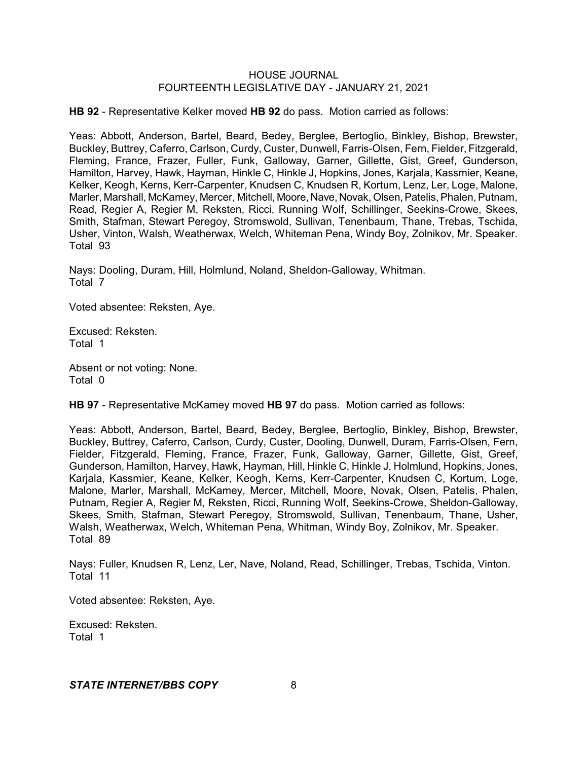**HB 92** - Representative Kelker moved **HB 92** do pass. Motion carried as follows:

Yeas: Abbott, Anderson, Bartel, Beard, Bedey, Berglee, Bertoglio, Binkley, Bishop, Brewster, Buckley, Buttrey, Caferro, Carlson, Curdy, Custer, Dunwell, Farris-Olsen, Fern, Fielder, Fitzgerald, Fleming, France, Frazer, Fuller, Funk, Galloway, Garner, Gillette, Gist, Greef, Gunderson, Hamilton, Harvey, Hawk, Hayman, Hinkle C, Hinkle J, Hopkins, Jones, Karjala, Kassmier, Keane, Kelker, Keogh, Kerns, Kerr-Carpenter, Knudsen C, Knudsen R, Kortum, Lenz, Ler, Loge, Malone, Marler, Marshall, McKamey, Mercer, Mitchell, Moore, Nave, Novak, Olsen, Patelis, Phalen, Putnam, Read, Regier A, Regier M, Reksten, Ricci, Running Wolf, Schillinger, Seekins-Crowe, Skees, Smith, Stafman, Stewart Peregoy, Stromswold, Sullivan, Tenenbaum, Thane, Trebas, Tschida, Usher, Vinton, Walsh, Weatherwax, Welch, Whiteman Pena, Windy Boy, Zolnikov, Mr. Speaker.
Total 93

Nays: Dooling, Duram, Hill, Holmlund, Noland, Sheldon-Galloway, Whitman.
Total 7

Voted absentee: Reksten, Aye.

Excused: Reksten.
Total 1

Absent or not voting: None.
Total 0

**HB 97** - Representative McKamey moved **HB 97** do pass. Motion carried as follows:

Yeas: Abbott, Anderson, Bartel, Beard, Bedey, Berglee, Bertoglio, Binkley, Bishop, Brewster, Buckley, Buttrey, Caferro, Carlson, Curdy, Custer, Dooling, Dunwell, Duram, Farris-Olsen, Fern, Fielder, Fitzgerald, Fleming, France, Frazer, Funk, Galloway, Garner, Gillette, Gist, Greef, Gunderson, Hamilton, Harvey, Hawk, Hayman, Hill, Hinkle C, Hinkle J, Holmlund, Hopkins, Jones, Karjala, Kassmier, Keane, Kelker, Keogh, Kerns, Kerr-Carpenter, Knudsen C, Kortum, Loge, Malone, Marler, Marshall, McKamey, Mercer, Mitchell, Moore, Novak, Olsen, Patelis, Phalen, Putnam, Regier A, Regier M, Reksten, Ricci, Running Wolf, Seekins-Crowe, Sheldon-Galloway, Skees, Smith, Stafman, Stewart Peregoy, Stromswold, Sullivan, Tenenbaum, Thane, Usher, Walsh, Weatherwax, Welch, Whiteman Pena, Whitman, Windy Boy, Zolnikov, Mr. Speaker.
Total 89

Nays: Fuller, Knudsen R, Lenz, Ler, Nave, Noland, Read, Schillinger, Trebas, Tschida, Vinton.
Total 11

Voted absentee: Reksten, Aye.

Excused: Reksten.
Total 1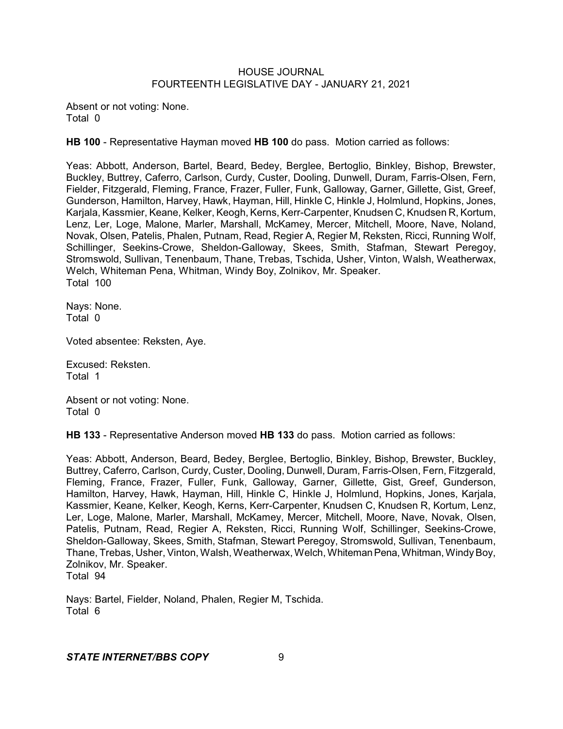Absent or not voting: None.
Total 0

**HB 100** - Representative Hayman moved **HB 100** do pass. Motion carried as follows:

Yeas: Abbott, Anderson, Bartel, Beard, Bedey, Berglee, Bertoglio, Binkley, Bishop, Brewster, Buckley, Buttrey, Caferro, Carlson, Curdy, Custer, Dooling, Dunwell, Duram, Farris-Olsen, Fern, Fielder, Fitzgerald, Fleming, France, Frazer, Fuller, Funk, Galloway, Garner, Gillette, Gist, Greef, Gunderson, Hamilton, Harvey, Hawk, Hayman, Hill, Hinkle C, Hinkle J, Holmlund, Hopkins, Jones, Karjala, Kassmier, Keane, Kelker, Keogh, Kerns, Kerr-Carpenter, Knudsen C, Knudsen R, Kortum, Lenz, Ler, Loge, Malone, Marler, Marshall, McKamey, Mercer, Mitchell, Moore, Nave, Noland, Novak, Olsen, Patelis, Phalen, Putnam, Read, Regier A, Regier M, Reksten, Ricci, Running Wolf, Schillinger, Seekins-Crowe, Sheldon-Galloway, Skees, Smith, Stafman, Stewart Peregoy, Stromswold, Sullivan, Tenenbaum, Thane, Trebas, Tschida, Usher, Vinton, Walsh, Weatherwax, Welch, Whiteman Pena, Whitman, Windy Boy, Zolnikov, Mr. Speaker.
Total 100

Nays: None.
Total 0

Voted absentee: Reksten, Aye.

Excused: Reksten.
Total 1

Absent or not voting: None.
Total 0

**HB 133** - Representative Anderson moved **HB 133** do pass. Motion carried as follows:

Yeas: Abbott, Anderson, Beard, Bedey, Berglee, Bertoglio, Binkley, Bishop, Brewster, Buckley, Buttrey, Caferro, Carlson, Curdy, Custer, Dooling, Dunwell, Duram, Farris-Olsen, Fern, Fitzgerald, Fleming, France, Frazer, Fuller, Funk, Galloway, Garner, Gillette, Gist, Greef, Gunderson, Hamilton, Harvey, Hawk, Hayman, Hill, Hinkle C, Hinkle J, Holmlund, Hopkins, Jones, Karjala, Kassmier, Keane, Kelker, Keogh, Kerns, Kerr-Carpenter, Knudsen C, Knudsen R, Kortum, Lenz, Ler, Loge, Malone, Marler, Marshall, McKamey, Mercer, Mitchell, Moore, Nave, Novak, Olsen, Patelis, Putnam, Read, Regier A, Reksten, Ricci, Running Wolf, Schillinger, Seekins-Crowe, Sheldon-Galloway, Skees, Smith, Stafman, Stewart Peregoy, Stromswold, Sullivan, Tenenbaum, Thane, Trebas, Usher, Vinton, Walsh, Weatherwax, Welch, Whiteman Pena, Whitman, Windy Boy, Zolnikov, Mr. Speaker.
Total 94

Nays: Bartel, Fielder, Noland, Phalen, Regier M, Tschida.
Total 6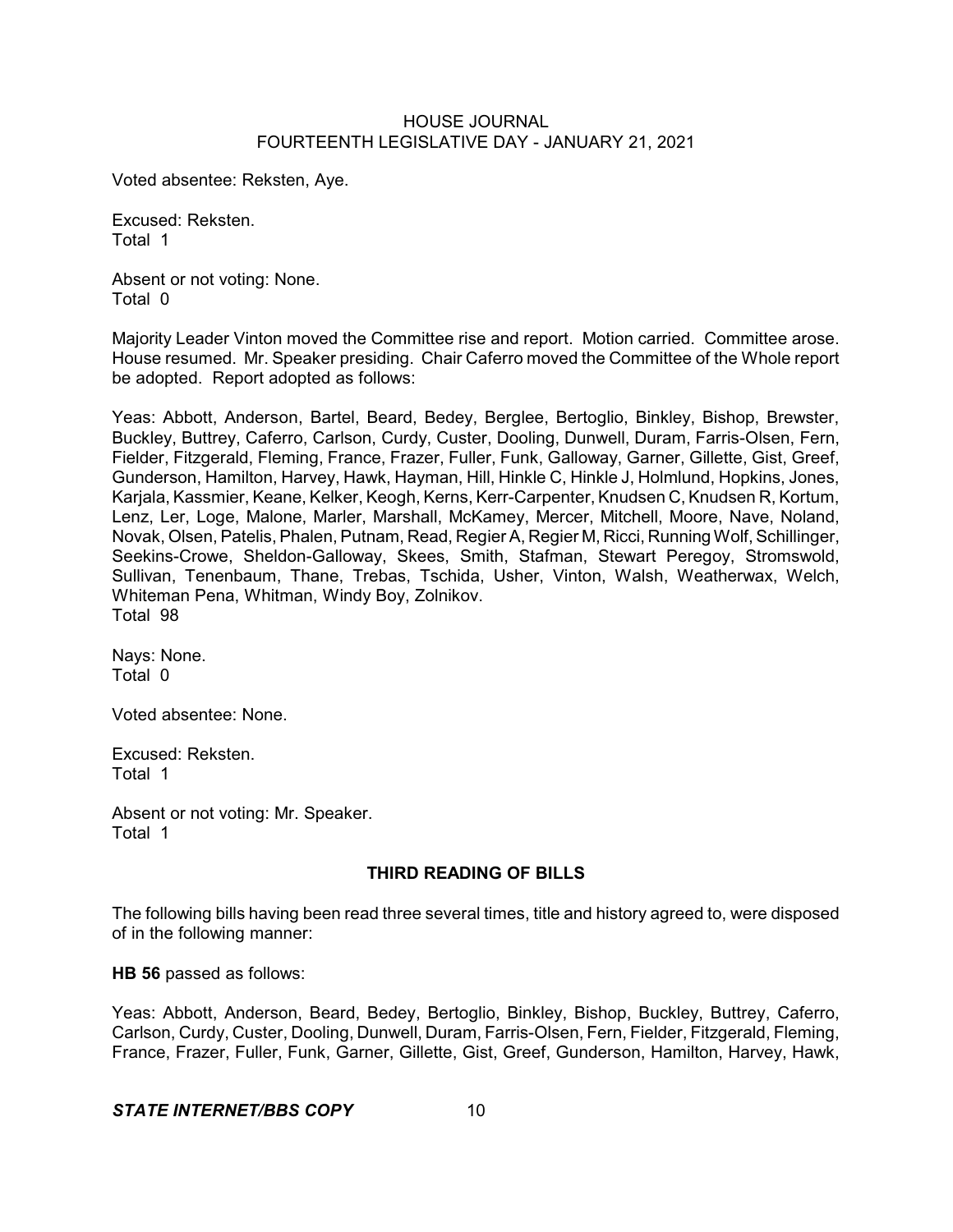Voted absentee: Reksten, Aye.

Excused: Reksten.
Total 1

Absent or not voting: None.
Total 0

Majority Leader Vinton moved the Committee rise and report. Motion carried. Committee arose. House resumed. Mr. Speaker presiding. Chair Caferro moved the Committee of the Whole report be adopted. Report adopted as follows:

Yeas: Abbott, Anderson, Bartel, Beard, Bedey, Berglee, Bertoglio, Binkley, Bishop, Brewster, Buckley, Buttrey, Caferro, Carlson, Curdy, Custer, Dooling, Dunwell, Duram, Farris-Olsen, Fern, Fielder, Fitzgerald, Fleming, France, Frazer, Fuller, Funk, Galloway, Garner, Gillette, Gist, Greef, Gunderson, Hamilton, Harvey, Hawk, Hayman, Hill, Hinkle C, Hinkle J, Holmlund, Hopkins, Jones, Karjala, Kassmier, Keane, Kelker, Keogh, Kerns, Kerr-Carpenter, Knudsen C, Knudsen R, Kortum, Lenz, Ler, Loge, Malone, Marler, Marshall, McKamey, Mercer, Mitchell, Moore, Nave, Noland, Novak, Olsen, Patelis, Phalen, Putnam, Read, Regier A, Regier M, Ricci, Running Wolf, Schillinger, Seekins-Crowe, Sheldon-Galloway, Skees, Smith, Stafman, Stewart Peregoy, Stromswold, Sullivan, Tenenbaum, Thane, Trebas, Tschida, Usher, Vinton, Walsh, Weatherwax, Welch, Whiteman Pena, Whitman, Windy Boy, Zolnikov.
Total 98

Nays: None.
Total 0

Voted absentee: None.

Excused: Reksten.
Total 1

Absent or not voting: Mr. Speaker.
Total 1

## THIRD READING OF BILLS

The following bills having been read three several times, title and history agreed to, were disposed of in the following manner:

**HB 56** passed as follows:

Yeas: Abbott, Anderson, Beard, Bedey, Bertoglio, Binkley, Bishop, Buckley, Buttrey, Caferro, Carlson, Curdy, Custer, Dooling, Dunwell, Duram, Farris-Olsen, Fern, Fielder, Fitzgerald, Fleming, France, Frazer, Fuller, Funk, Garner, Gillette, Gist, Greef, Gunderson, Hamilton, Harvey, Hawk,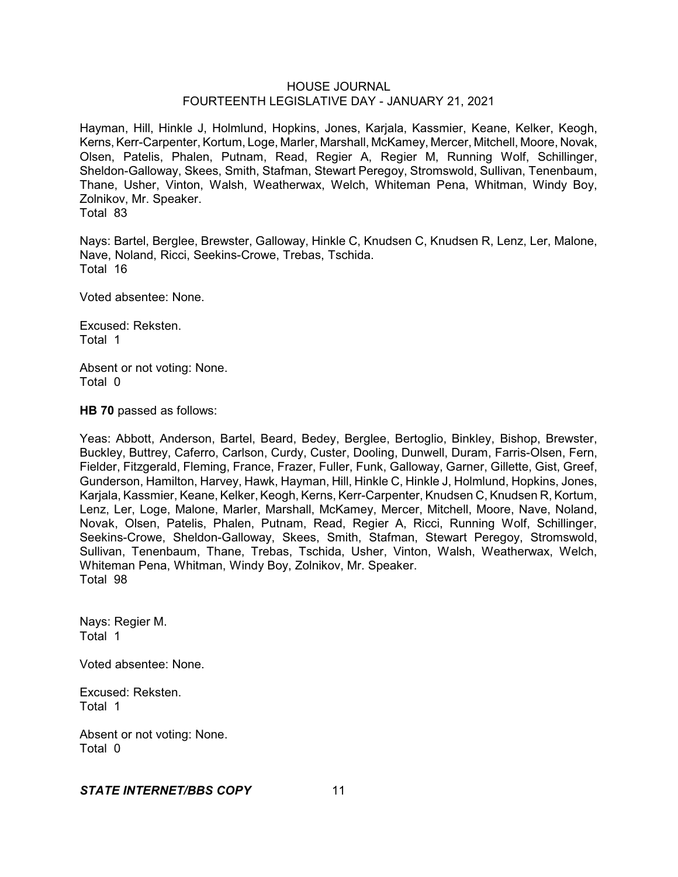Hayman, Hill, Hinkle J, Holmlund, Hopkins, Jones, Karjala, Kassmier, Keane, Kelker, Keogh, Kerns, Kerr-Carpenter, Kortum, Loge, Marler, Marshall, McKamey, Mercer, Mitchell, Moore, Novak, Olsen, Patelis, Phalen, Putnam, Read, Regier A, Regier M, Running Wolf, Schillinger, Sheldon-Galloway, Skees, Smith, Stafman, Stewart Peregoy, Stromswold, Sullivan, Tenenbaum, Thane, Usher, Vinton, Walsh, Weatherwax, Welch, Whiteman Pena, Whitman, Windy Boy, Zolnikov, Mr. Speaker.
Total 83

Nays: Bartel, Berglee, Brewster, Galloway, Hinkle C, Knudsen C, Knudsen R, Lenz, Ler, Malone, Nave, Noland, Ricci, Seekins-Crowe, Trebas, Tschida.
Total 16

Voted absentee: None.

Excused: Reksten.
Total 1

Absent or not voting: None.
Total 0

**HB 70** passed as follows:

Yeas: Abbott, Anderson, Bartel, Beard, Bedey, Berglee, Bertoglio, Binkley, Bishop, Brewster, Buckley, Buttrey, Caferro, Carlson, Curdy, Custer, Dooling, Dunwell, Duram, Farris-Olsen, Fern, Fielder, Fitzgerald, Fleming, France, Frazer, Fuller, Funk, Galloway, Garner, Gillette, Gist, Greef, Gunderson, Hamilton, Harvey, Hawk, Hayman, Hill, Hinkle C, Hinkle J, Holmlund, Hopkins, Jones, Karjala, Kassmier, Keane, Kelker, Keogh, Kerns, Kerr-Carpenter, Knudsen C, Knudsen R, Kortum, Lenz, Ler, Loge, Malone, Marler, Marshall, McKamey, Mercer, Mitchell, Moore, Nave, Noland, Novak, Olsen, Patelis, Phalen, Putnam, Read, Regier A, Ricci, Running Wolf, Schillinger, Seekins-Crowe, Sheldon-Galloway, Skees, Smith, Stafman, Stewart Peregoy, Stromswold, Sullivan, Tenenbaum, Thane, Trebas, Tschida, Usher, Vinton, Walsh, Weatherwax, Welch, Whiteman Pena, Whitman, Windy Boy, Zolnikov, Mr. Speaker.
Total 98

Nays: Regier M.
Total 1

Voted absentee: None.

Excused: Reksten.
Total 1

Absent or not voting: None.
Total 0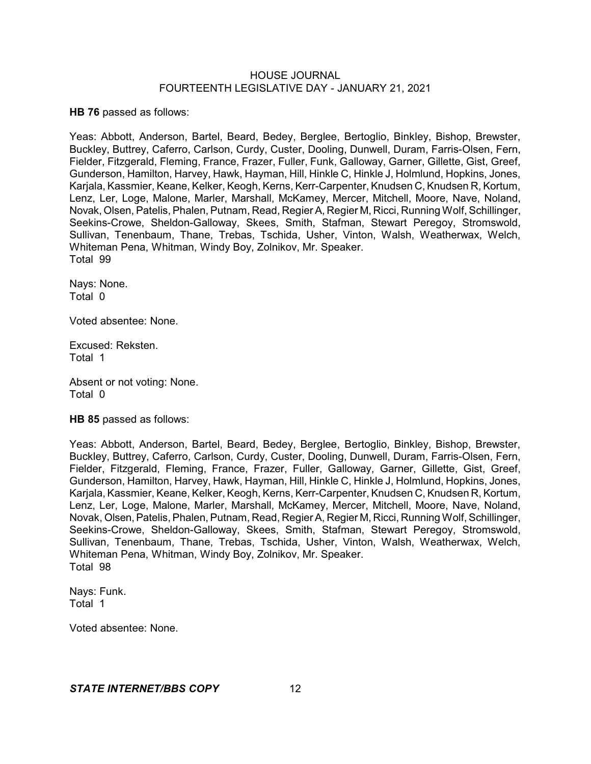**HB 76** passed as follows:

Yeas: Abbott, Anderson, Bartel, Beard, Bedey, Berglee, Bertoglio, Binkley, Bishop, Brewster, Buckley, Buttrey, Caferro, Carlson, Curdy, Custer, Dooling, Dunwell, Duram, Farris-Olsen, Fern, Fielder, Fitzgerald, Fleming, France, Frazer, Fuller, Funk, Galloway, Garner, Gillette, Gist, Greef, Gunderson, Hamilton, Harvey, Hawk, Hayman, Hill, Hinkle C, Hinkle J, Holmlund, Hopkins, Jones, Karjala, Kassmier, Keane, Kelker, Keogh, Kerns, Kerr-Carpenter, Knudsen C, Knudsen R, Kortum, Lenz, Ler, Loge, Malone, Marler, Marshall, McKamey, Mercer, Mitchell, Moore, Nave, Noland, Novak, Olsen, Patelis, Phalen, Putnam, Read, Regier A, Regier M, Ricci, Running Wolf, Schillinger, Seekins-Crowe, Sheldon-Galloway, Skees, Smith, Stafman, Stewart Peregoy, Stromswold, Sullivan, Tenenbaum, Thane, Trebas, Tschida, Usher, Vinton, Walsh, Weatherwax, Welch, Whiteman Pena, Whitman, Windy Boy, Zolnikov, Mr. Speaker.
Total 99

Nays: None.
Total 0

Voted absentee: None.

Excused: Reksten.
Total 1

Absent or not voting: None.
Total 0

**HB 85** passed as follows:

Yeas: Abbott, Anderson, Bartel, Beard, Bedey, Berglee, Bertoglio, Binkley, Bishop, Brewster, Buckley, Buttrey, Caferro, Carlson, Curdy, Custer, Dooling, Dunwell, Duram, Farris-Olsen, Fern, Fielder, Fitzgerald, Fleming, France, Frazer, Fuller, Galloway, Garner, Gillette, Gist, Greef, Gunderson, Hamilton, Harvey, Hawk, Hayman, Hill, Hinkle C, Hinkle J, Holmlund, Hopkins, Jones, Karjala, Kassmier, Keane, Kelker, Keogh, Kerns, Kerr-Carpenter, Knudsen C, Knudsen R, Kortum, Lenz, Ler, Loge, Malone, Marler, Marshall, McKamey, Mercer, Mitchell, Moore, Nave, Noland, Novak, Olsen, Patelis, Phalen, Putnam, Read, Regier A, Regier M, Ricci, Running Wolf, Schillinger, Seekins-Crowe, Sheldon-Galloway, Skees, Smith, Stafman, Stewart Peregoy, Stromswold, Sullivan, Tenenbaum, Thane, Trebas, Tschida, Usher, Vinton, Walsh, Weatherwax, Welch, Whiteman Pena, Whitman, Windy Boy, Zolnikov, Mr. Speaker.
Total 98

Nays: Funk.
Total 1

Voted absentee: None.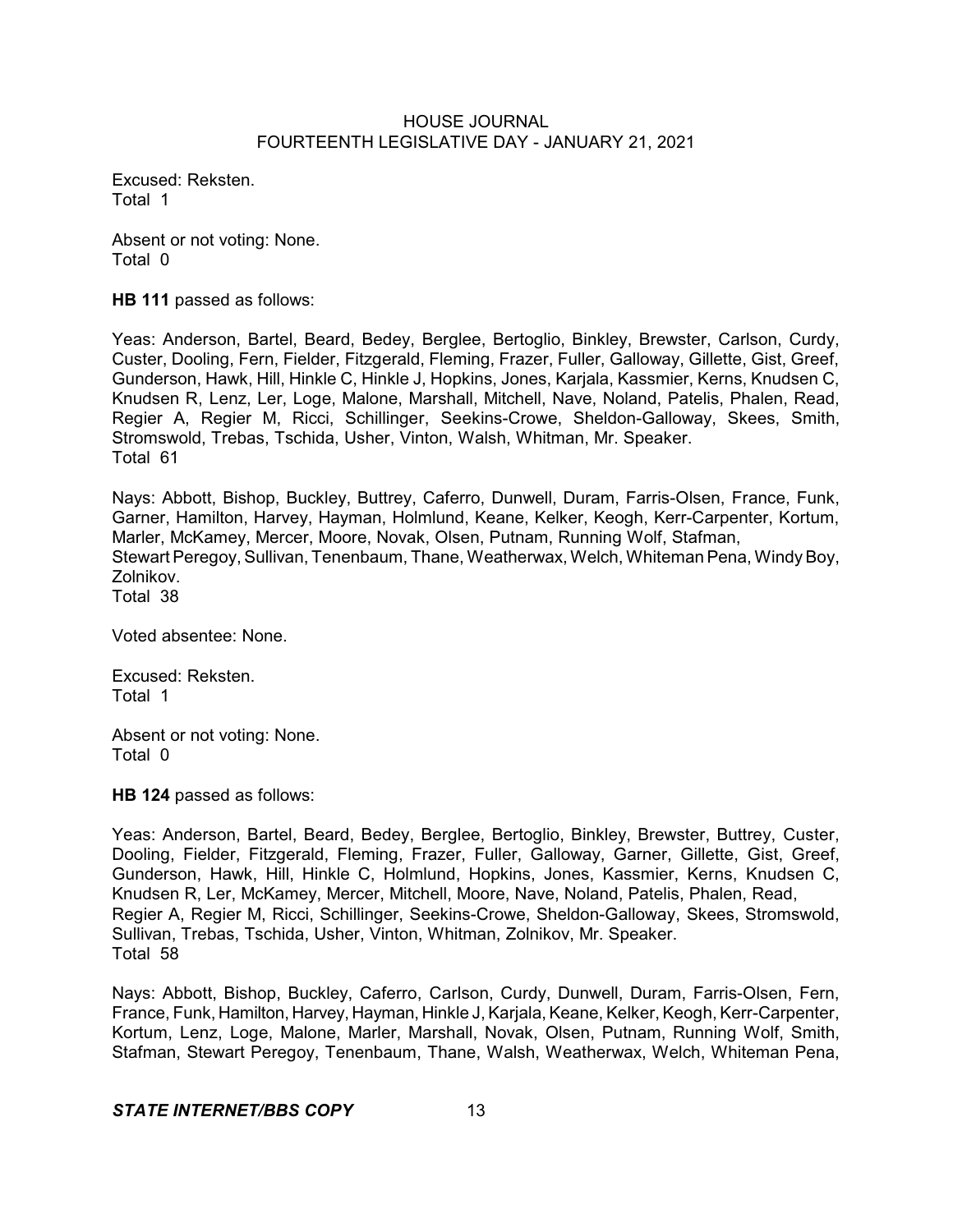Excused: Reksten.
Total 1

Absent or not voting: None.
Total 0

**HB 111** passed as follows:

Yeas: Anderson, Bartel, Beard, Bedey, Berglee, Bertoglio, Binkley, Brewster, Carlson, Curdy, Custer, Dooling, Fern, Fielder, Fitzgerald, Fleming, Frazer, Fuller, Galloway, Gillette, Gist, Greef, Gunderson, Hawk, Hill, Hinkle C, Hinkle J, Hopkins, Jones, Karjala, Kassmier, Kerns, Knudsen C, Knudsen R, Lenz, Ler, Loge, Malone, Marshall, Mitchell, Nave, Noland, Patelis, Phalen, Read, Regier A, Regier M, Ricci, Schillinger, Seekins-Crowe, Sheldon-Galloway, Skees, Smith, Stromswold, Trebas, Tschida, Usher, Vinton, Walsh, Whitman, Mr. Speaker.
Total 61

Nays: Abbott, Bishop, Buckley, Buttrey, Caferro, Dunwell, Duram, Farris-Olsen, France, Funk, Garner, Hamilton, Harvey, Hayman, Holmlund, Keane, Kelker, Keogh, Kerr-Carpenter, Kortum, Marler, McKamey, Mercer, Moore, Novak, Olsen, Putnam, Running Wolf, Stafman, Stewart Peregoy, Sullivan, Tenenbaum, Thane, Weatherwax, Welch, Whiteman Pena, Windy Boy, Zolnikov.
Total 38

Voted absentee: None.

Excused: Reksten.
Total 1

Absent or not voting: None.
Total 0

**HB 124** passed as follows:

Yeas: Anderson, Bartel, Beard, Bedey, Berglee, Bertoglio, Binkley, Brewster, Buttrey, Custer, Dooling, Fielder, Fitzgerald, Fleming, Frazer, Fuller, Galloway, Garner, Gillette, Gist, Greef, Gunderson, Hawk, Hill, Hinkle C, Holmlund, Hopkins, Jones, Kassmier, Kerns, Knudsen C, Knudsen R, Ler, McKamey, Mercer, Mitchell, Moore, Nave, Noland, Patelis, Phalen, Read, Regier A, Regier M, Ricci, Schillinger, Seekins-Crowe, Sheldon-Galloway, Skees, Stromswold, Sullivan, Trebas, Tschida, Usher, Vinton, Whitman, Zolnikov, Mr. Speaker.
Total 58

Nays: Abbott, Bishop, Buckley, Caferro, Carlson, Curdy, Dunwell, Duram, Farris-Olsen, Fern, France, Funk, Hamilton, Harvey, Hayman, Hinkle J, Karjala, Keane, Kelker, Keogh, Kerr-Carpenter, Kortum, Lenz, Loge, Malone, Marler, Marshall, Novak, Olsen, Putnam, Running Wolf, Smith, Stafman, Stewart Peregoy, Tenenbaum, Thane, Walsh, Weatherwax, Welch, Whiteman Pena,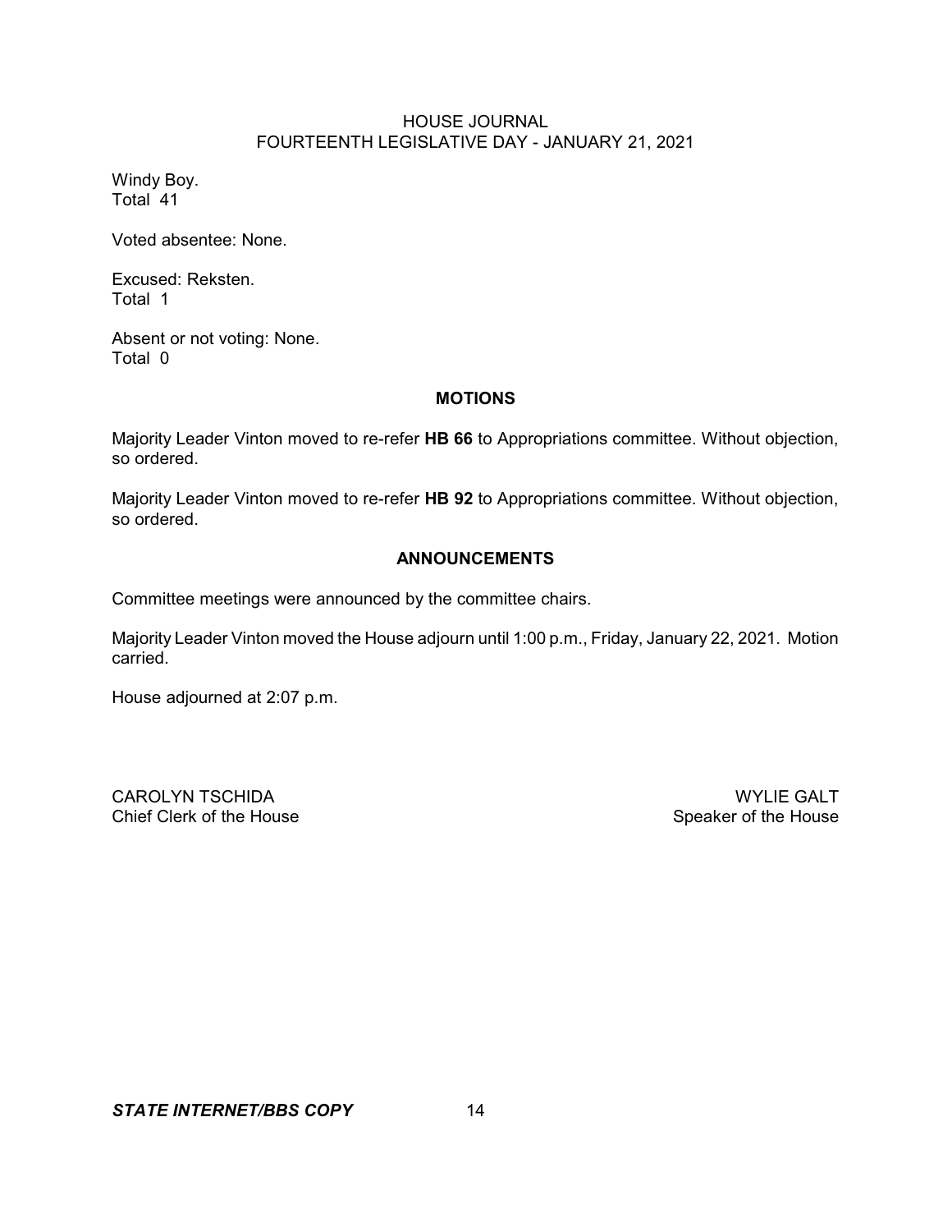Windy Boy.
Total 41

Voted absentee: None.

Excused: Reksten.
Total 1

Absent or not voting: None.
Total 0

## MOTIONS

Majority Leader Vinton moved to re-refer **HB 66** to Appropriations committee. Without objection, so ordered.

Majority Leader Vinton moved to re-refer **HB 92** to Appropriations committee. Without objection, so ordered.

## ANNOUNCEMENTS

Committee meetings were announced by the committee chairs.

Majority Leader Vinton moved the House adjourn until 1:00 p.m., Friday, January 22, 2021. Motion carried.

House adjourned at 2:07 p.m.

CAROLYN TSCHIDA
Chief Clerk of the House

WYLIE GALT
Speaker of the House